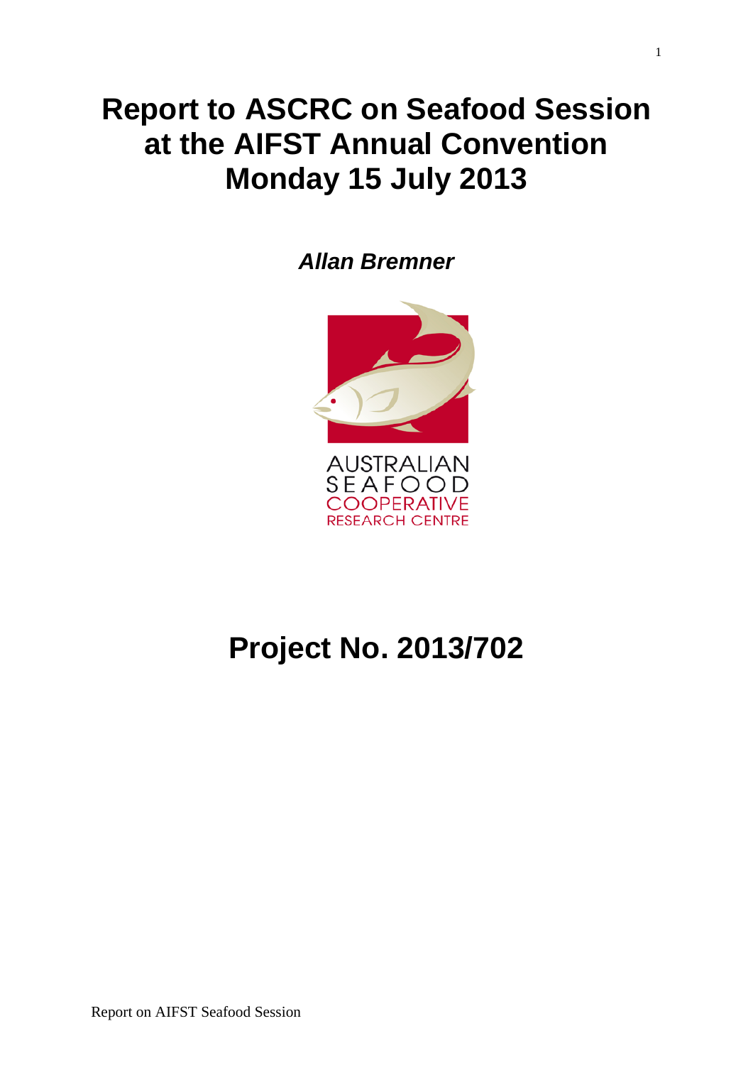# Report to ASCRC on Seafood Session at the AIFST Annual Convention Monday 15 July 2013

***Allan Bremner***

AUSTRALIAN
SEAFOOD
COOPERATIVE
RESEARCH CENTRE

# Project No. 2013/702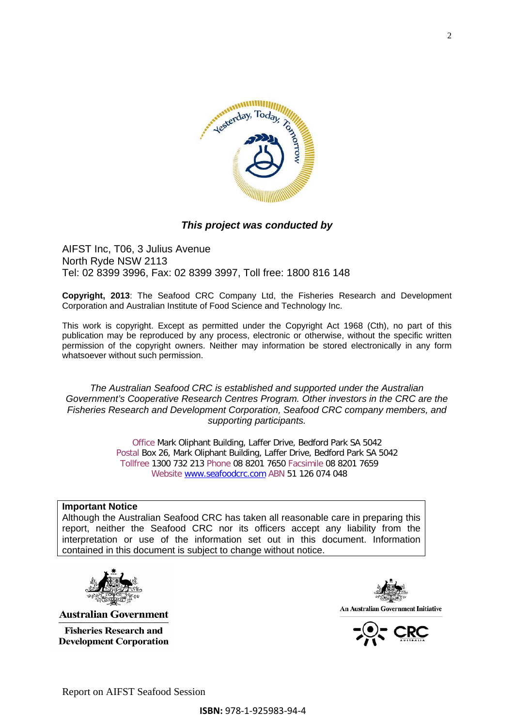***This project was conducted by***

AIFST Inc, T06, 3 Julius Avenue
North Ryde NSW 2113
Tel: 02 8399 3996, Fax: 02 8399 3997, Toll free: 1800 816 148

**Copyright, 2013**: The Seafood CRC Company Ltd, the Fisheries Research and Development Corporation and Australian Institute of Food Science and Technology Inc.

This work is copyright. Except as permitted under the Copyright Act 1968 (Cth), no part of this publication may be reproduced by any process, electronic or otherwise, without the specific written permission of the copyright owners. Neither may information be stored electronically in any form whatsoever without such permission.

*The Australian Seafood CRC is established and supported under the Australian Government's Cooperative Research Centres Program. Other investors in the CRC are the Fisheries Research and Development Corporation, Seafood CRC company members, and supporting participants.*

Office Mark Oliphant Building, Laffer Drive, Bedford Park SA 5042
Postal Box 26, Mark Oliphant Building, Laffer Drive, Bedford Park SA 5042
Tollfree 1300 732 213 Phone 08 8201 7650 Facsimile 08 8201 7659
Website www.seafoodcrc.com ABN 51 126 074 048

**Important Notice**
Although the Australian Seafood CRC has taken all reasonable care in preparing this report, neither the Seafood CRC nor its officers accept any liability from the interpretation or use of the information set out in this document. Information contained in this document is subject to change without notice.

**Australian Government**
**Fisheries Research and Development Corporation**

An Australian Government Initiative
CRC Australia

Report on AIFST Seafood Session

**ISBN:** 978-1-925983-94-4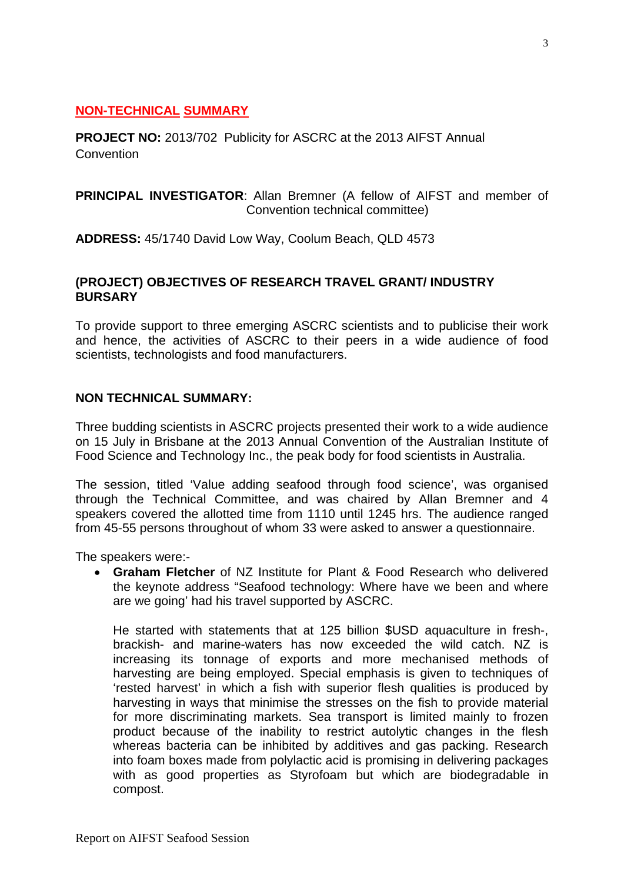## NON-TECHNICAL SUMMARY

**PROJECT NO:** 2013/702 Publicity for ASCRC at the 2013 AIFST Annual Convention

**PRINCIPAL INVESTIGATOR**: Allan Bremner (A fellow of AIFST and member of Convention technical committee)

**ADDRESS:** 45/1740 David Low Way, Coolum Beach, QLD 4573

**(PROJECT) OBJECTIVES OF RESEARCH TRAVEL GRANT/ INDUSTRY BURSARY**

To provide support to three emerging ASCRC scientists and to publicise their work and hence, the activities of ASCRC to their peers in a wide audience of food scientists, technologists and food manufacturers.

**NON TECHNICAL SUMMARY:**

Three budding scientists in ASCRC projects presented their work to a wide audience on 15 July in Brisbane at the 2013 Annual Convention of the Australian Institute of Food Science and Technology Inc., the peak body for food scientists in Australia.

The session, titled 'Value adding seafood through food science', was organised through the Technical Committee, and was chaired by Allan Bremner and 4 speakers covered the allotted time from 1110 until 1245 hrs. The audience ranged from 45-55 persons throughout of whom 33 were asked to answer a questionnaire.

The speakers were:-

- **Graham Fletcher** of NZ Institute for Plant & Food Research who delivered the keynote address "Seafood technology: Where have we been and where are we going' had his travel supported by ASCRC.

  He started with statements that at 125 billion $USD aquaculture in fresh-, brackish- and marine-waters has now exceeded the wild catch. NZ is increasing its tonnage of exports and more mechanised methods of harvesting are being employed. Special emphasis is given to techniques of 'rested harvest' in which a fish with superior flesh qualities is produced by harvesting in ways that minimise the stresses on the fish to provide material for more discriminating markets. Sea transport is limited mainly to frozen product because of the inability to restrict autolytic changes in the flesh whereas bacteria can be inhibited by additives and gas packing. Research into foam boxes made from polylactic acid is promising in delivering packages with as good properties as Styrofoam but which are biodegradable in compost.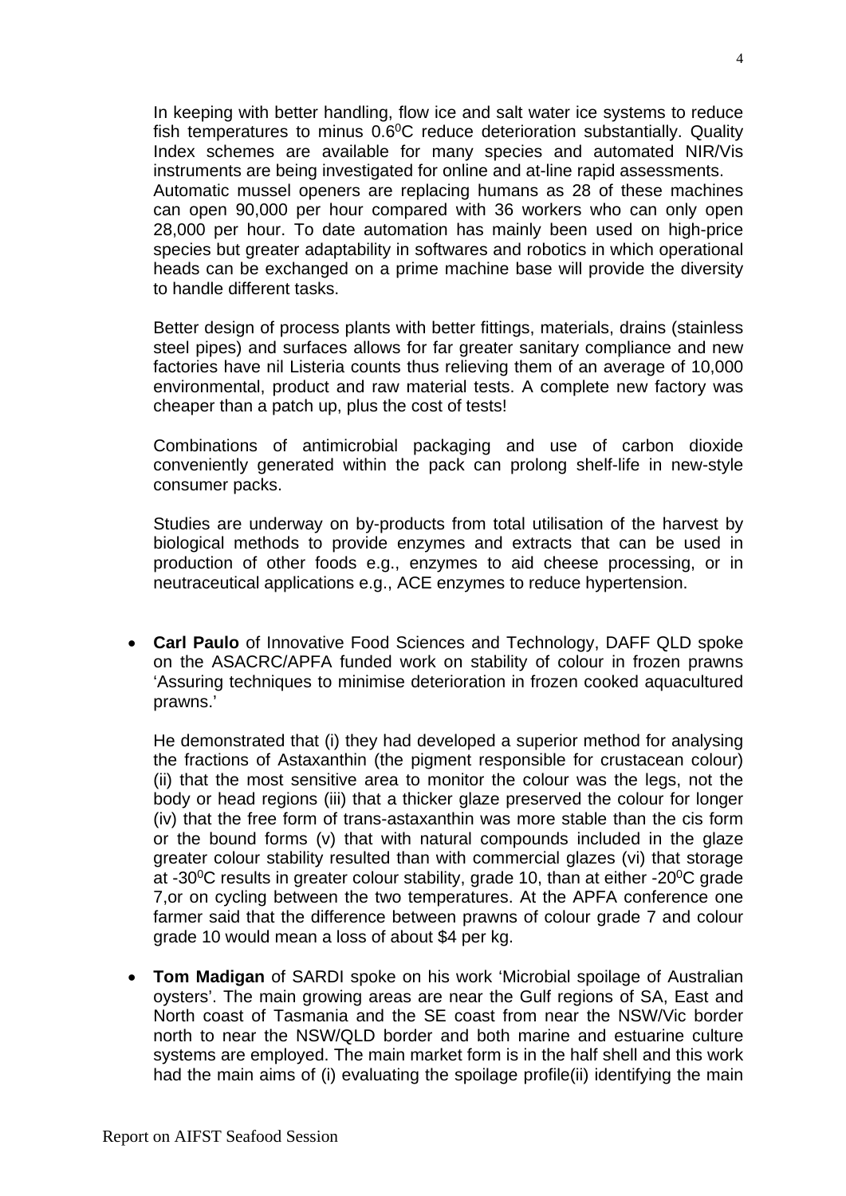In keeping with better handling, flow ice and salt water ice systems to reduce fish temperatures to minus 0.6$^0$C reduce deterioration substantially. Quality Index schemes are available for many species and automated NIR/Vis instruments are being investigated for online and at-line rapid assessments. Automatic mussel openers are replacing humans as 28 of these machines can open 90,000 per hour compared with 36 workers who can only open 28,000 per hour. To date automation has mainly been used on high-price species but greater adaptability in softwares and robotics in which operational heads can be exchanged on a prime machine base will provide the diversity to handle different tasks.

Better design of process plants with better fittings, materials, drains (stainless steel pipes) and surfaces allows for far greater sanitary compliance and new factories have nil Listeria counts thus relieving them of an average of 10,000 environmental, product and raw material tests. A complete new factory was cheaper than a patch up, plus the cost of tests!

Combinations of antimicrobial packaging and use of carbon dioxide conveniently generated within the pack can prolong shelf-life in new-style consumer packs.

Studies are underway on by-products from total utilisation of the harvest by biological methods to provide enzymes and extracts that can be used in production of other foods e.g., enzymes to aid cheese processing, or in neutraceutical applications e.g., ACE enzymes to reduce hypertension.

- **Carl Paulo** of Innovative Food Sciences and Technology, DAFF QLD spoke on the ASACRC/APFA funded work on stability of colour in frozen prawns 'Assuring techniques to minimise deterioration in frozen cooked aquacultured prawns.'

  He demonstrated that (i) they had developed a superior method for analysing the fractions of Astaxanthin (the pigment responsible for crustacean colour) (ii) that the most sensitive area to monitor the colour was the legs, not the body or head regions (iii) that a thicker glaze preserved the colour for longer (iv) that the free form of trans-astaxanthin was more stable than the cis form or the bound forms (v) that with natural compounds included in the glaze greater colour stability resulted than with commercial glazes (vi) that storage at -30$^0$C results in greater colour stability, grade 10, than at either -20$^0$C grade 7,or on cycling between the two temperatures. At the APFA conference one farmer said that the difference between prawns of colour grade 7 and colour grade 10 would mean a loss of about $4 per kg.

- **Tom Madigan** of SARDI spoke on his work 'Microbial spoilage of Australian oysters'. The main growing areas are near the Gulf regions of SA, East and North coast of Tasmania and the SE coast from near the NSW/Vic border north to near the NSW/QLD border and both marine and estuarine culture systems are employed. The main market form is in the half shell and this work had the main aims of (i) evaluating the spoilage profile(ii) identifying the main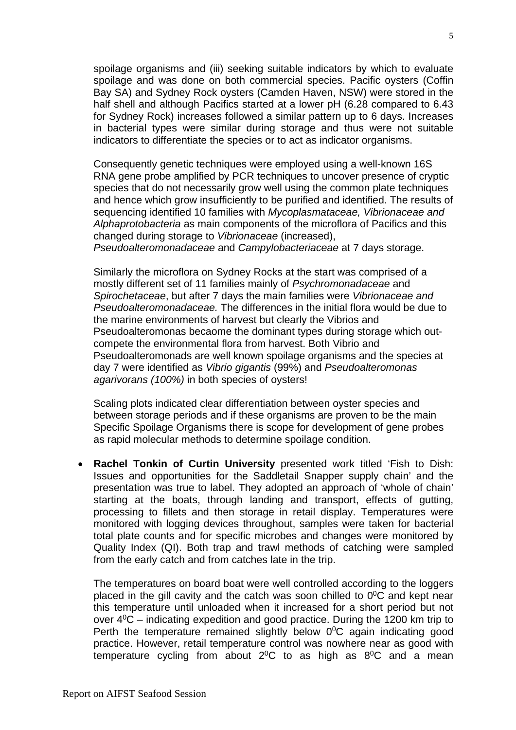spoilage organisms and (iii) seeking suitable indicators by which to evaluate spoilage and was done on both commercial species. Pacific oysters (Coffin Bay SA) and Sydney Rock oysters (Camden Haven, NSW) were stored in the half shell and although Pacifics started at a lower pH (6.28 compared to 6.43 for Sydney Rock) increases followed a similar pattern up to 6 days. Increases in bacterial types were similar during storage and thus were not suitable indicators to differentiate the species or to act as indicator organisms.

Consequently genetic techniques were employed using a well-known 16S RNA gene probe amplified by PCR techniques to uncover presence of cryptic species that do not necessarily grow well using the common plate techniques and hence which grow insufficiently to be purified and identified. The results of sequencing identified 10 families with *Mycoplasmataceae, Vibrionaceae and Alphaprotobacteria* as main components of the microflora of Pacifics and this changed during storage to *Vibrionaceae* (increased), *Pseudoalteromonadaceae* and *Campylobacteriaceae* at 7 days storage.

Similarly the microflora on Sydney Rocks at the start was comprised of a mostly different set of 11 families mainly of *Psychromonadaceae* and *Spirochetaceae*, but after 7 days the main families were *Vibrionaceae and Pseudoalteromonadaceae.* The differences in the initial flora would be due to the marine environments of harvest but clearly the Vibrios and Pseudoalteromonas becaome the dominant types during storage which out-compete the environmental flora from harvest. Both Vibrio and Pseudoalteromonads are well known spoilage organisms and the species at day 7 were identified as *Vibrio gigantis* (99%) and *Pseudoalteromonas agarivorans (100%)* in both species of oysters!

Scaling plots indicated clear differentiation between oyster species and between storage periods and if these organisms are proven to be the main Specific Spoilage Organisms there is scope for development of gene probes as rapid molecular methods to determine spoilage condition.

- **Rachel Tonkin of Curtin University** presented work titled 'Fish to Dish: Issues and opportunities for the Saddletail Snapper supply chain' and the presentation was true to label. They adopted an approach of 'whole of chain' starting at the boats, through landing and transport, effects of gutting, processing to fillets and then storage in retail display. Temperatures were monitored with logging devices throughout, samples were taken for bacterial total plate counts and for specific microbes and changes were monitored by Quality Index (QI). Both trap and trawl methods of catching were sampled from the early catch and from catches late in the trip.

  The temperatures on board boat were well controlled according to the loggers placed in the gill cavity and the catch was soon chilled to $0^0$C and kept near this temperature until unloaded when it increased for a short period but not over $4^0$C – indicating expedition and good practice. During the 1200 km trip to Perth the temperature remained slightly below $0^0$C again indicating good practice. However, retail temperature control was nowhere near as good with temperature cycling from about $2^0$C to as high as $8^0$C and a mean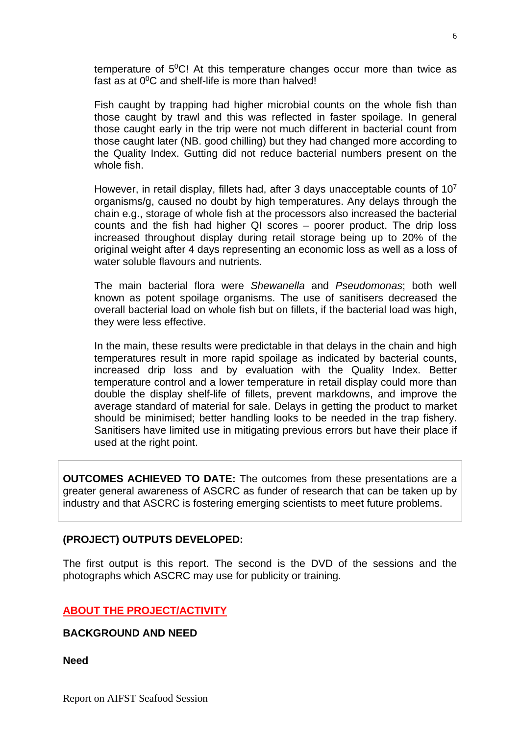temperature of $5^0$C! At this temperature changes occur more than twice as fast as at $0^0$C and shelf-life is more than halved!

Fish caught by trapping had higher microbial counts on the whole fish than those caught by trawl and this was reflected in faster spoilage. In general those caught early in the trip were not much different in bacterial count from those caught later (NB. good chilling) but they had changed more according to the Quality Index. Gutting did not reduce bacterial numbers present on the whole fish.

However, in retail display, fillets had, after 3 days unacceptable counts of $10^7$ organisms/g, caused no doubt by high temperatures. Any delays through the chain e.g., storage of whole fish at the processors also increased the bacterial counts and the fish had higher QI scores – poorer product. The drip loss increased throughout display during retail storage being up to 20% of the original weight after 4 days representing an economic loss as well as a loss of water soluble flavours and nutrients.

The main bacterial flora were *Shewanella* and *Pseudomonas*; both well known as potent spoilage organisms. The use of sanitisers decreased the overall bacterial load on whole fish but on fillets, if the bacterial load was high, they were less effective.

In the main, these results were predictable in that delays in the chain and high temperatures result in more rapid spoilage as indicated by bacterial counts, increased drip loss and by evaluation with the Quality Index. Better temperature control and a lower temperature in retail display could more than double the display shelf-life of fillets, prevent markdowns, and improve the average standard of material for sale. Delays in getting the product to market should be minimised; better handling looks to be needed in the trap fishery. Sanitisers have limited use in mitigating previous errors but have their place if used at the right point.

**OUTCOMES ACHIEVED TO DATE:** The outcomes from these presentations are a greater general awareness of ASCRC as funder of research that can be taken up by industry and that ASCRC is fostering emerging scientists to meet future problems.

**(PROJECT) OUTPUTS DEVELOPED:**

The first output is this report. The second is the DVD of the sessions and the photographs which ASCRC may use for publicity or training.

## ABOUT THE PROJECT/ACTIVITY

### BACKGROUND AND NEED

**Need**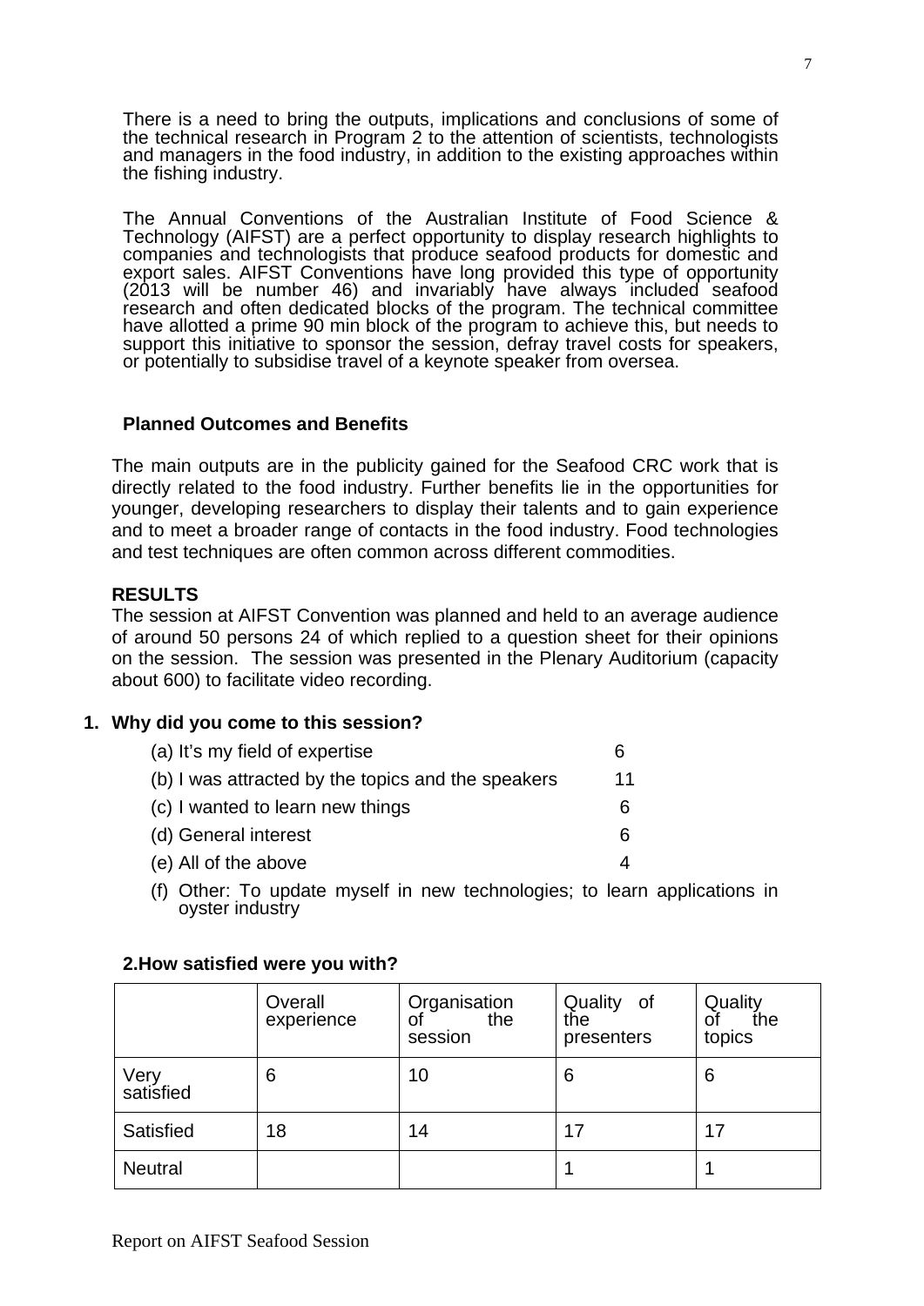There is a need to bring the outputs, implications and conclusions of some of the technical research in Program 2 to the attention of scientists, technologists and managers in the food industry, in addition to the existing approaches within the fishing industry.

The Annual Conventions of the Australian Institute of Food Science & Technology (AIFST) are a perfect opportunity to display research highlights to companies and technologists that produce seafood products for domestic and export sales. AIFST Conventions have long provided this type of opportunity (2013 will be number 46) and invariably have always included seafood research and often dedicated blocks of the program. The technical committee have allotted a prime 90 min block of the program to achieve this, but needs to support this initiative to sponsor the session, defray travel costs for speakers, or potentially to subsidise travel of a keynote speaker from oversea.

**Planned Outcomes and Benefits**

The main outputs are in the publicity gained for the Seafood CRC work that is directly related to the food industry. Further benefits lie in the opportunities for younger, developing researchers to display their talents and to gain experience and to meet a broader range of contacts in the food industry. Food technologies and test techniques are often common across different commodities.

**RESULTS**

The session at AIFST Convention was planned and held to an average audience of around 50 persons 24 of which replied to a question sheet for their opinions on the session. The session was presented in the Plenary Auditorium (capacity about 600) to facilitate video recording.

**1. Why did you come to this session?**

| | |
|---|---|
| (a) It's my field of expertise | 6 |
| (b) I was attracted by the topics and the speakers | 11 |
| (c) I wanted to learn new things | 6 |
| (d) General interest | 6 |
| (e) All of the above | 4 |

(f) Other: To update myself in new technologies; to learn applications in oyster industry

**2. How satisfied were you with?**

| | Overall experience | Organisation of the session | Quality of the presenters | Quality of the topics |
|---|---|---|---|---|
| Very satisfied | 6 | 10 | 6 | 6 |
| Satisfied | 18 | 14 | 17 | 17 |
| Neutral | | | 1 | 1 |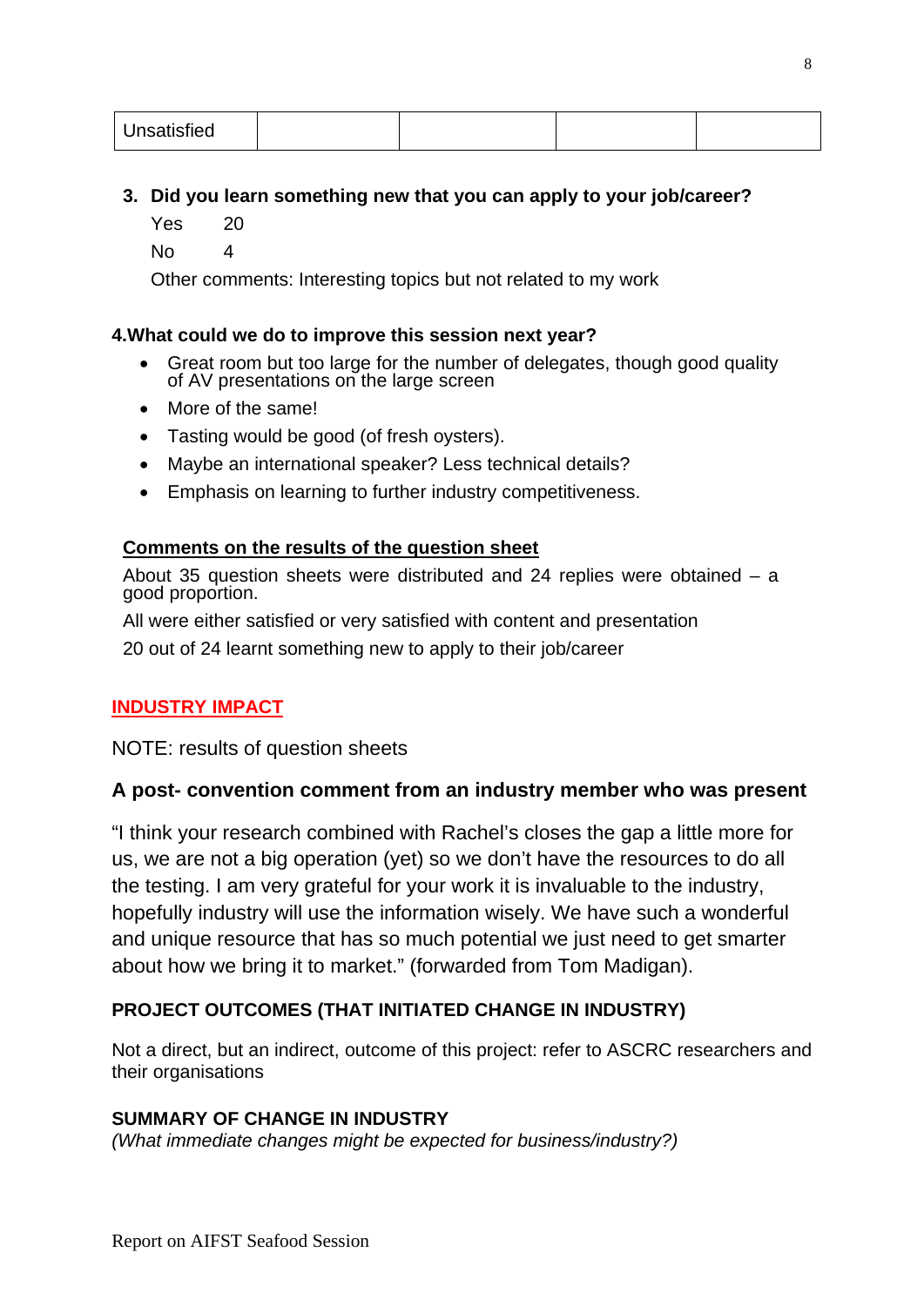| Unsatisfied | | | | |
|---|---|---|---|---|

**3. Did you learn something new that you can apply to your job/career?**

Yes 20

No 4

Other comments: Interesting topics but not related to my work

**4.What could we do to improve this session next year?**

- Great room but too large for the number of delegates, though good quality of AV presentations on the large screen
- More of the same!
- Tasting would be good (of fresh oysters).
- Maybe an international speaker? Less technical details?
- Emphasis on learning to further industry competitiveness.

**Comments on the results of the question sheet**

About 35 question sheets were distributed and 24 replies were obtained – a good proportion.

All were either satisfied or very satisfied with content and presentation

20 out of 24 learnt something new to apply to their job/career

## INDUSTRY IMPACT

NOTE: results of question sheets

### A post- convention comment from an industry member who was present

"I think your research combined with Rachel's closes the gap a little more for us, we are not a big operation (yet) so we don't have the resources to do all the testing. I am very grateful for your work it is invaluable to the industry, hopefully industry will use the information wisely. We have such a wonderful and unique resource that has so much potential we just need to get smarter about how we bring it to market." (forwarded from Tom Madigan).

### PROJECT OUTCOMES (THAT INITIATED CHANGE IN INDUSTRY)

Not a direct, but an indirect, outcome of this project: refer to ASCRC researchers and their organisations

### SUMMARY OF CHANGE IN INDUSTRY

*(What immediate changes might be expected for business/industry?)*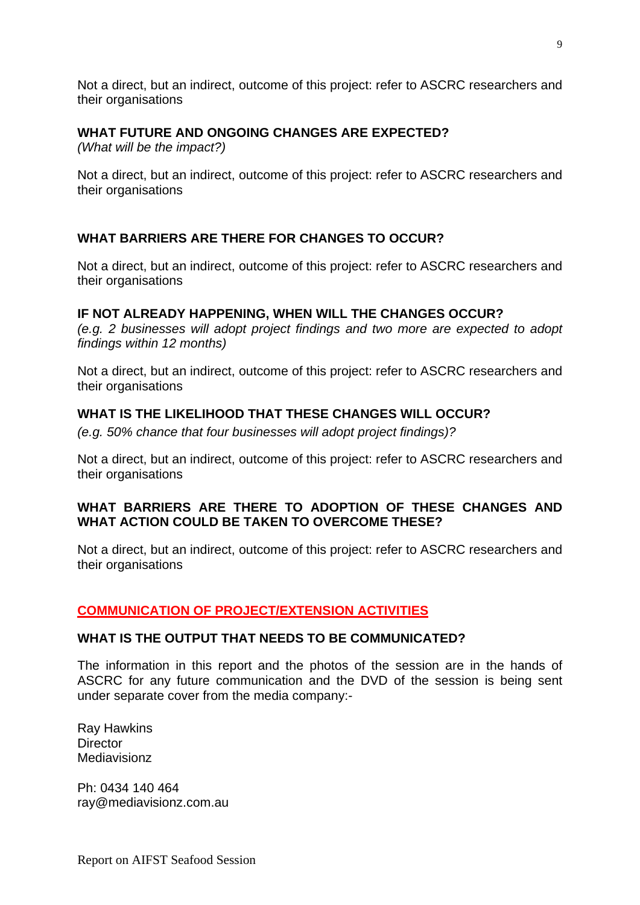Not a direct, but an indirect, outcome of this project: refer to ASCRC researchers and their organisations

**WHAT FUTURE AND ONGOING CHANGES ARE EXPECTED?**

*(What will be the impact?)*

Not a direct, but an indirect, outcome of this project: refer to ASCRC researchers and their organisations

**WHAT BARRIERS ARE THERE FOR CHANGES TO OCCUR?**

Not a direct, but an indirect, outcome of this project: refer to ASCRC researchers and their organisations

**IF NOT ALREADY HAPPENING, WHEN WILL THE CHANGES OCCUR?**

*(e.g. 2 businesses will adopt project findings and two more are expected to adopt findings within 12 months)*

Not a direct, but an indirect, outcome of this project: refer to ASCRC researchers and their organisations

**WHAT IS THE LIKELIHOOD THAT THESE CHANGES WILL OCCUR?**

*(e.g. 50% chance that four businesses will adopt project findings)?*

Not a direct, but an indirect, outcome of this project: refer to ASCRC researchers and their organisations

**WHAT BARRIERS ARE THERE TO ADOPTION OF THESE CHANGES AND WHAT ACTION COULD BE TAKEN TO OVERCOME THESE?**

Not a direct, but an indirect, outcome of this project: refer to ASCRC researchers and their organisations

## COMMUNICATION OF PROJECT/EXTENSION ACTIVITIES

**WHAT IS THE OUTPUT THAT NEEDS TO BE COMMUNICATED?**

The information in this report and the photos of the session are in the hands of ASCRC for any future communication and the DVD of the session is being sent under separate cover from the media company:-

Ray Hawkins
Director
Mediavisionz

Ph: 0434 140 464
ray@mediavisionz.com.au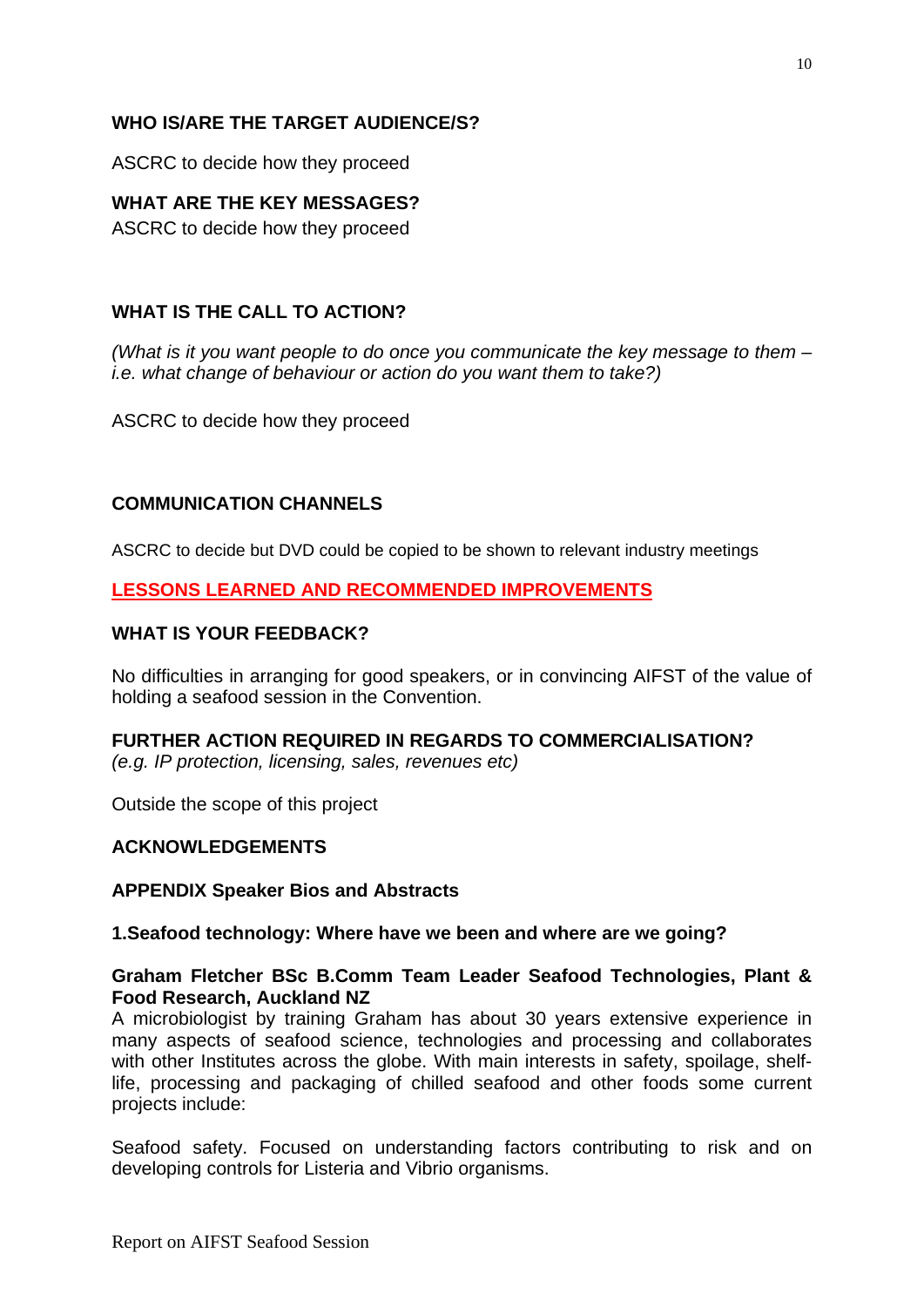**WHO IS/ARE THE TARGET AUDIENCE/S?**

ASCRC to decide how they proceed

**WHAT ARE THE KEY MESSAGES?**

ASCRC to decide how they proceed

**WHAT IS THE CALL TO ACTION?**

*(What is it you want people to do once you communicate the key message to them – i.e. what change of behaviour or action do you want them to take?)*

ASCRC to decide how they proceed

**COMMUNICATION CHANNELS**

ASCRC to decide but DVD could be copied to be shown to relevant industry meetings

## LESSONS LEARNED AND RECOMMENDED IMPROVEMENTS

**WHAT IS YOUR FEEDBACK?**

No difficulties in arranging for good speakers, or in convincing AIFST of the value of holding a seafood session in the Convention.

**FURTHER ACTION REQUIRED IN REGARDS TO COMMERCIALISATION?**
*(e.g. IP protection, licensing, sales, revenues etc)*

Outside the scope of this project

**ACKNOWLEDGEMENTS**

**APPENDIX Speaker Bios and Abstracts**

**1.Seafood technology: Where have we been and where are we going?**

**Graham Fletcher BSc B.Comm Team Leader Seafood Technologies, Plant & Food Research, Auckland NZ**

A microbiologist by training Graham has about 30 years extensive experience in many aspects of seafood science, technologies and processing and collaborates with other Institutes across the globe. With main interests in safety, spoilage, shelf-life, processing and packaging of chilled seafood and other foods some current projects include:

Seafood safety. Focused on understanding factors contributing to risk and on developing controls for Listeria and Vibrio organisms.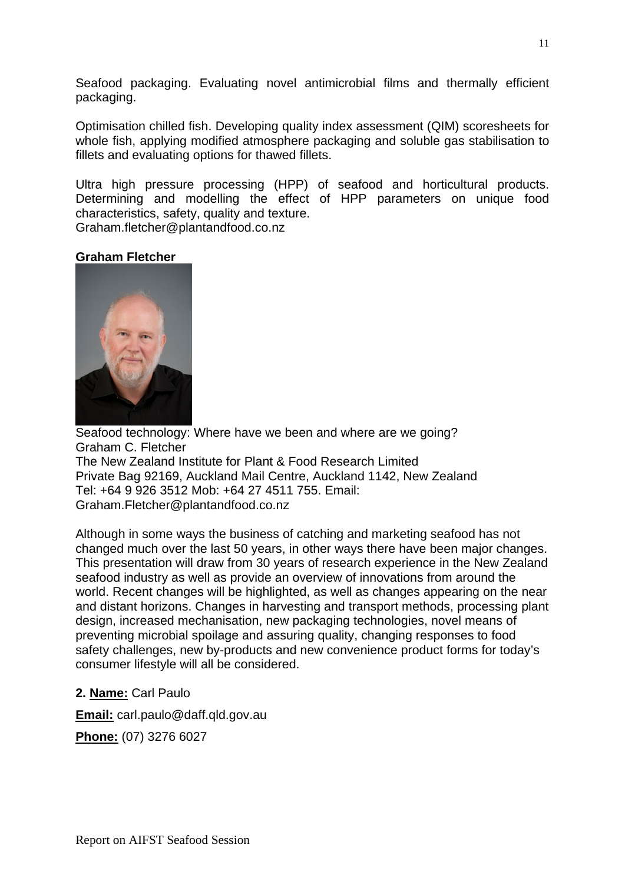Seafood packaging. Evaluating novel antimicrobial films and thermally efficient packaging.

Optimisation chilled fish. Developing quality index assessment (QIM) scoresheets for whole fish, applying modified atmosphere packaging and soluble gas stabilisation to fillets and evaluating options for thawed fillets.

Ultra high pressure processing (HPP) of seafood and horticultural products. Determining and modelling the effect of HPP parameters on unique food characteristics, safety, quality and texture.
Graham.fletcher@plantandfood.co.nz

**Graham Fletcher**

Seafood technology: Where have we been and where are we going?
Graham C. Fletcher
The New Zealand Institute for Plant & Food Research Limited
Private Bag 92169, Auckland Mail Centre, Auckland 1142, New Zealand
Tel: +64 9 926 3512 Mob: +64 27 4511 755. Email:
Graham.Fletcher@plantandfood.co.nz

Although in some ways the business of catching and marketing seafood has not changed much over the last 50 years, in other ways there have been major changes. This presentation will draw from 30 years of research experience in the New Zealand seafood industry as well as provide an overview of innovations from around the world. Recent changes will be highlighted, as well as changes appearing on the near and distant horizons. Changes in harvesting and transport methods, processing plant design, increased mechanisation, new packaging technologies, novel means of preventing microbial spoilage and assuring quality, changing responses to food safety challenges, new by-products and new convenience product forms for today's consumer lifestyle will all be considered.

**2. Name:** Carl Paulo

**Email:** carl.paulo@daff.qld.gov.au

**Phone:** (07) 3276 6027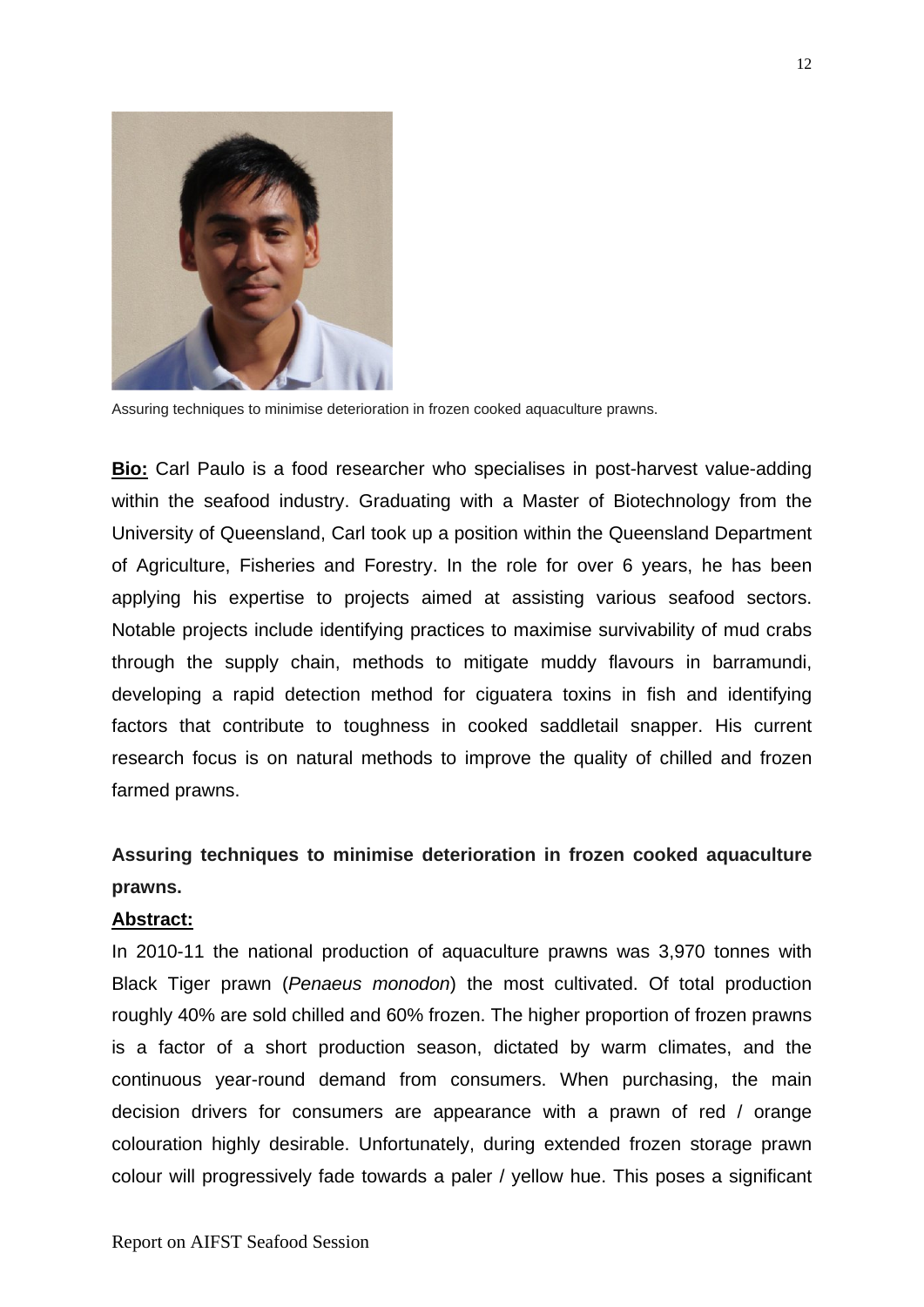Assuring techniques to minimise deterioration in frozen cooked aquaculture prawns.

**Bio:** Carl Paulo is a food researcher who specialises in post-harvest value-adding within the seafood industry. Graduating with a Master of Biotechnology from the University of Queensland, Carl took up a position within the Queensland Department of Agriculture, Fisheries and Forestry. In the role for over 6 years, he has been applying his expertise to projects aimed at assisting various seafood sectors. Notable projects include identifying practices to maximise survivability of mud crabs through the supply chain, methods to mitigate muddy flavours in barramundi, developing a rapid detection method for ciguatera toxins in fish and identifying factors that contribute to toughness in cooked saddletail snapper. His current research focus is on natural methods to improve the quality of chilled and frozen farmed prawns.

**Assuring techniques to minimise deterioration in frozen cooked aquaculture prawns.**

**Abstract:**

In 2010-11 the national production of aquaculture prawns was 3,970 tonnes with Black Tiger prawn (*Penaeus monodon*) the most cultivated. Of total production roughly 40% are sold chilled and 60% frozen. The higher proportion of frozen prawns is a factor of a short production season, dictated by warm climates, and the continuous year-round demand from consumers. When purchasing, the main decision drivers for consumers are appearance with a prawn of red / orange colouration highly desirable. Unfortunately, during extended frozen storage prawn colour will progressively fade towards a paler / yellow hue. This poses a significant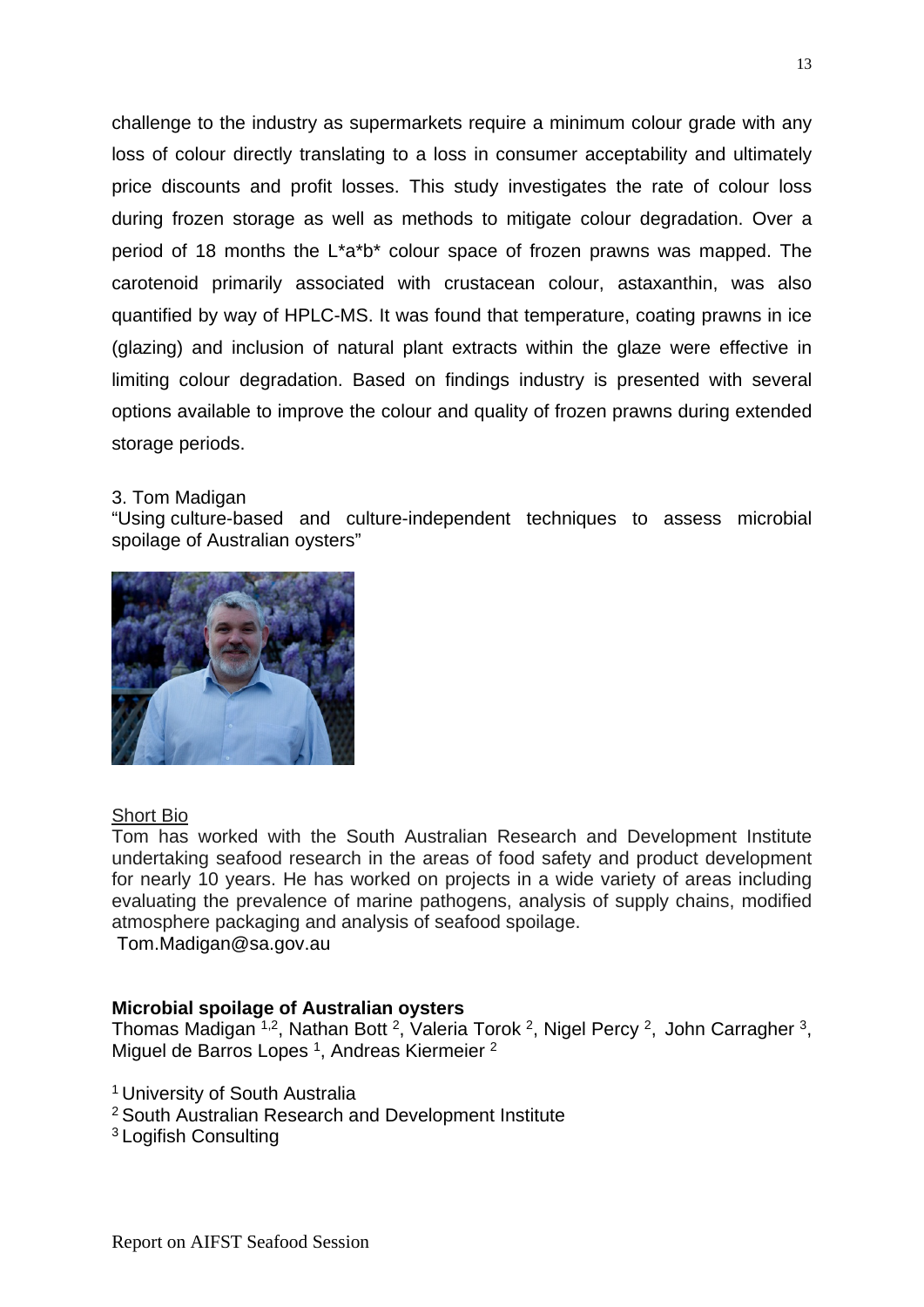challenge to the industry as supermarkets require a minimum colour grade with any loss of colour directly translating to a loss in consumer acceptability and ultimately price discounts and profit losses. This study investigates the rate of colour loss during frozen storage as well as methods to mitigate colour degradation. Over a period of 18 months the L*a*b* colour space of frozen prawns was mapped. The carotenoid primarily associated with crustacean colour, astaxanthin, was also quantified by way of HPLC-MS. It was found that temperature, coating prawns in ice (glazing) and inclusion of natural plant extracts within the glaze were effective in limiting colour degradation. Based on findings industry is presented with several options available to improve the colour and quality of frozen prawns during extended storage periods.

3. Tom Madigan
"Using culture-based and culture-independent techniques to assess microbial spoilage of Australian oysters"

Short Bio
Tom has worked with the South Australian Research and Development Institute undertaking seafood research in the areas of food safety and product development for nearly 10 years. He has worked on projects in a wide variety of areas including evaluating the prevalence of marine pathogens, analysis of supply chains, modified atmosphere packaging and analysis of seafood spoilage.
Tom.Madigan@sa.gov.au

**Microbial spoilage of Australian oysters**

Thomas Madigan [1,2], Nathan Bott [2], Valeria Torok [2], Nigel Percy [2], John Carragher [3], Miguel de Barros Lopes [1], Andreas Kiermeier [2]

[1] University of South Australia
[2] South Australian Research and Development Institute
[3] Logifish Consulting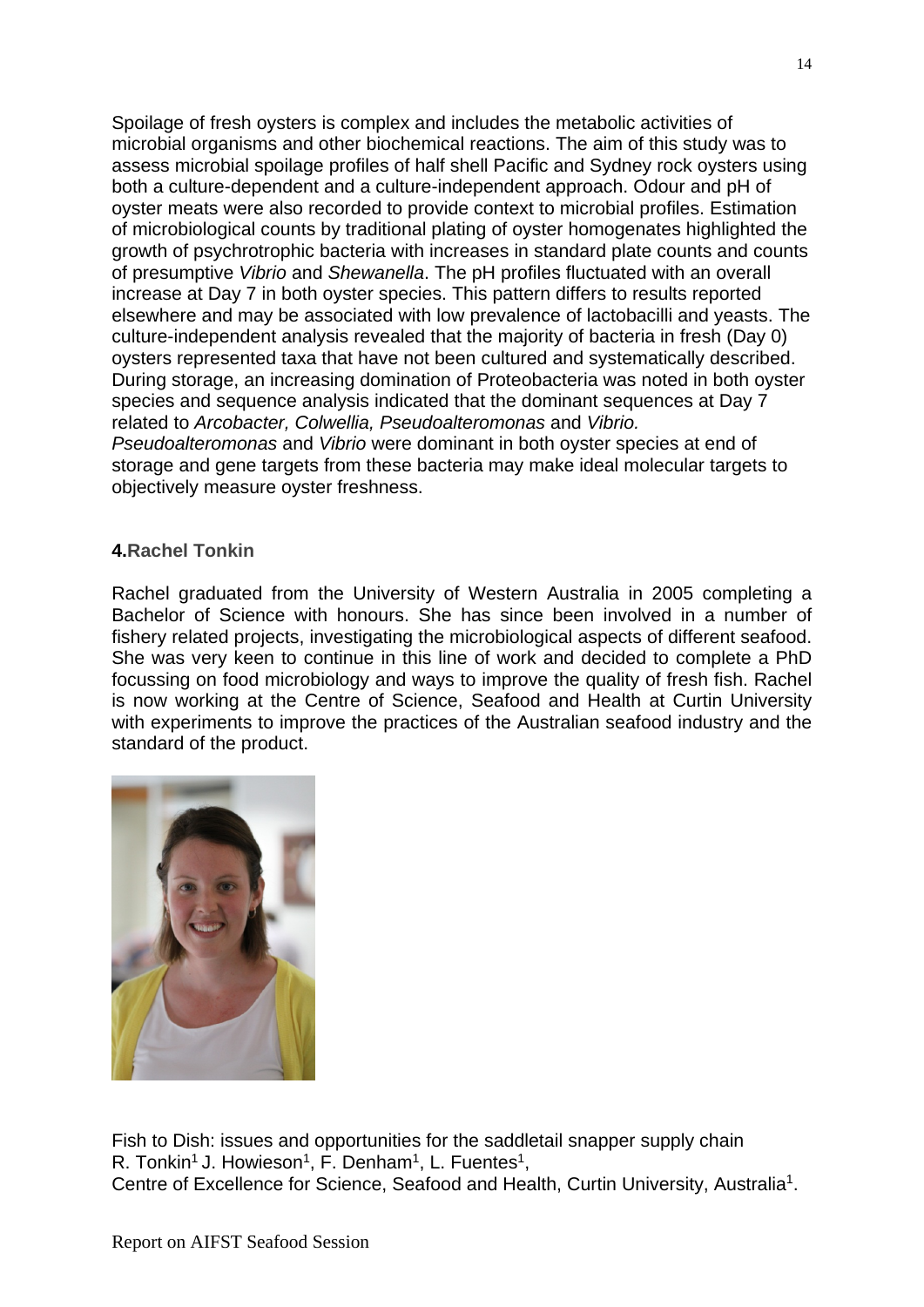Spoilage of fresh oysters is complex and includes the metabolic activities of microbial organisms and other biochemical reactions. The aim of this study was to assess microbial spoilage profiles of half shell Pacific and Sydney rock oysters using both a culture-dependent and a culture-independent approach. Odour and pH of oyster meats were also recorded to provide context to microbial profiles. Estimation of microbiological counts by traditional plating of oyster homogenates highlighted the growth of psychrotrophic bacteria with increases in standard plate counts and counts of presumptive *Vibrio* and *Shewanella*. The pH profiles fluctuated with an overall increase at Day 7 in both oyster species. This pattern differs to results reported elsewhere and may be associated with low prevalence of lactobacilli and yeasts. The culture-independent analysis revealed that the majority of bacteria in fresh (Day 0) oysters represented taxa that have not been cultured and systematically described. During storage, an increasing domination of Proteobacteria was noted in both oyster species and sequence analysis indicated that the dominant sequences at Day 7 related to *Arcobacter, Colwellia, Pseudoalteromonas* and *Vibrio. Pseudoalteromonas* and *Vibrio* were dominant in both oyster species at end of storage and gene targets from these bacteria may make ideal molecular targets to objectively measure oyster freshness.

**4.Rachel Tonkin**

Rachel graduated from the University of Western Australia in 2005 completing a Bachelor of Science with honours. She has since been involved in a number of fishery related projects, investigating the microbiological aspects of different seafood. She was very keen to continue in this line of work and decided to complete a PhD focussing on food microbiology and ways to improve the quality of fresh fish. Rachel is now working at the Centre of Science, Seafood and Health at Curtin University with experiments to improve the practices of the Australian seafood industry and the standard of the product.

Fish to Dish: issues and opportunities for the saddletail snapper supply chain
R. Tonkin[1] J. Howieson[1], F. Denham[1], L. Fuentes[1],
Centre of Excellence for Science, Seafood and Health, Curtin University, Australia[1].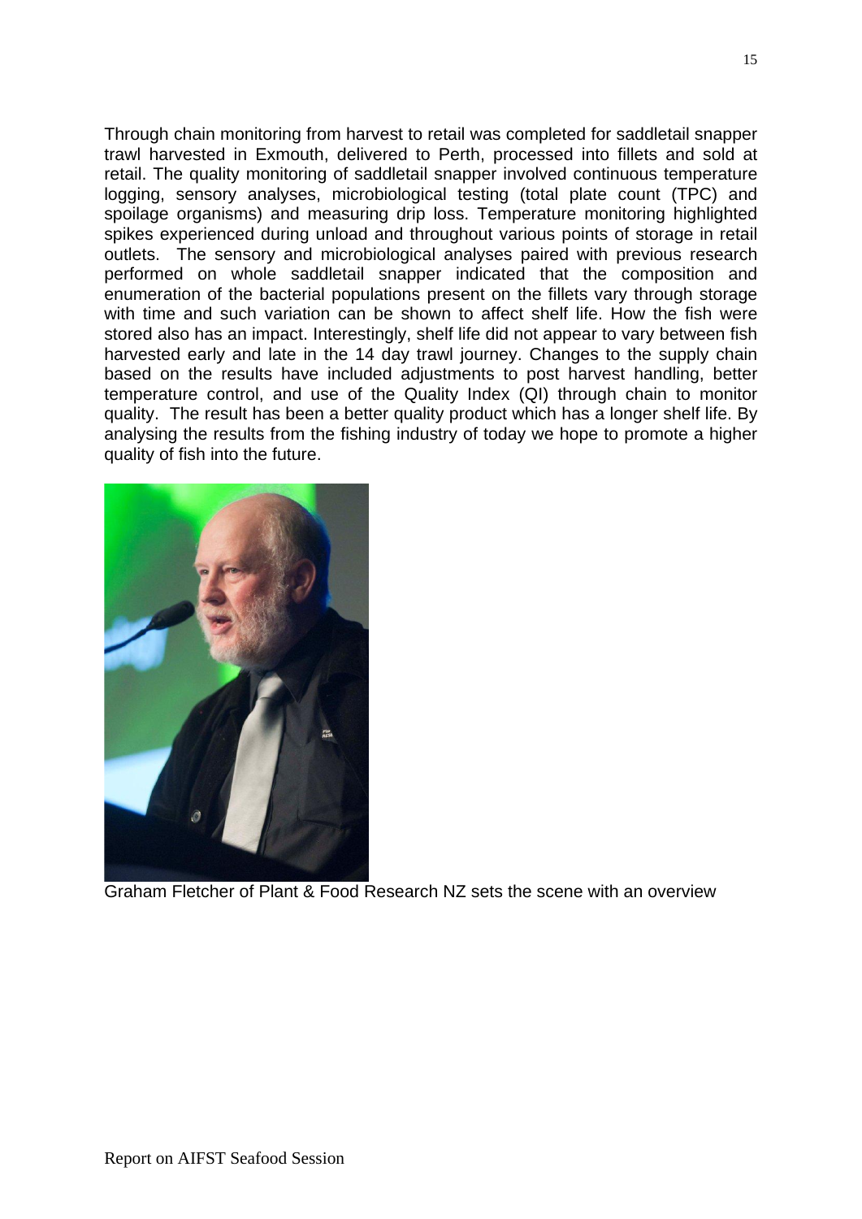Through chain monitoring from harvest to retail was completed for saddletail snapper trawl harvested in Exmouth, delivered to Perth, processed into fillets and sold at retail. The quality monitoring of saddletail snapper involved continuous temperature logging, sensory analyses, microbiological testing (total plate count (TPC) and spoilage organisms) and measuring drip loss. Temperature monitoring highlighted spikes experienced during unload and throughout various points of storage in retail outlets. The sensory and microbiological analyses paired with previous research performed on whole saddletail snapper indicated that the composition and enumeration of the bacterial populations present on the fillets vary through storage with time and such variation can be shown to affect shelf life. How the fish were stored also has an impact. Interestingly, shelf life did not appear to vary between fish harvested early and late in the 14 day trawl journey. Changes to the supply chain based on the results have included adjustments to post harvest handling, better temperature control, and use of the Quality Index (QI) through chain to monitor quality. The result has been a better quality product which has a longer shelf life. By analysing the results from the fishing industry of today we hope to promote a higher quality of fish into the future.

Graham Fletcher of Plant & Food Research NZ sets the scene with an overview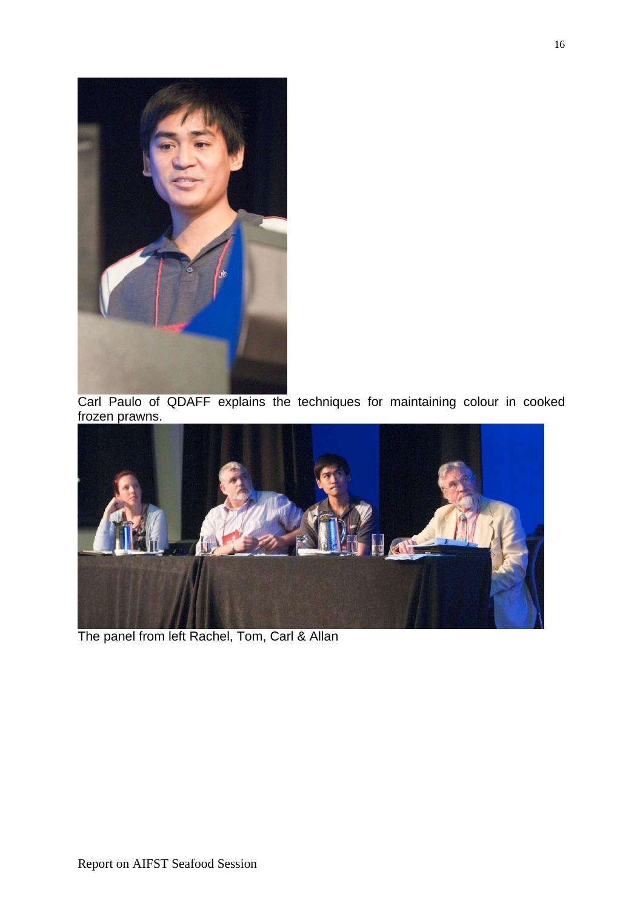Carl Paulo of QDAFF explains the techniques for maintaining colour in cooked frozen prawns.

The panel from left Rachel, Tom, Carl & Allan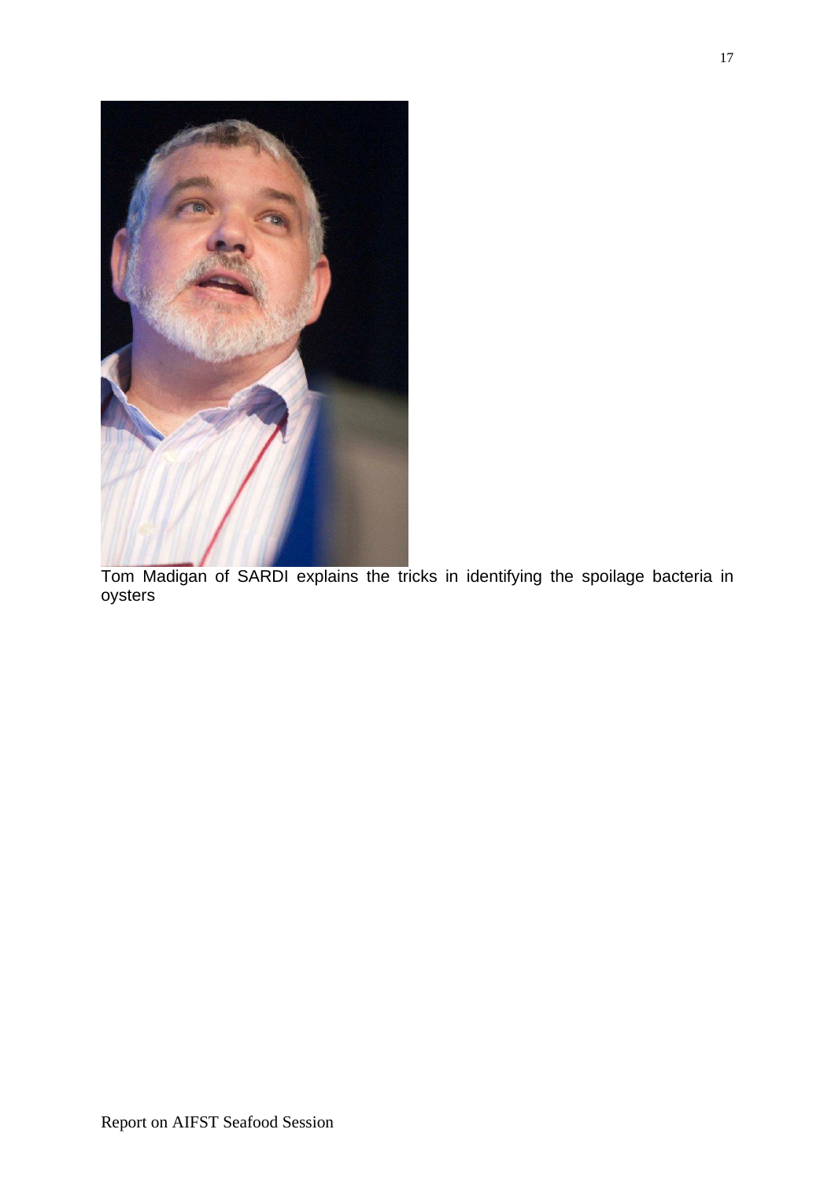Tom Madigan of SARDI explains the tricks in identifying the spoilage bacteria in oysters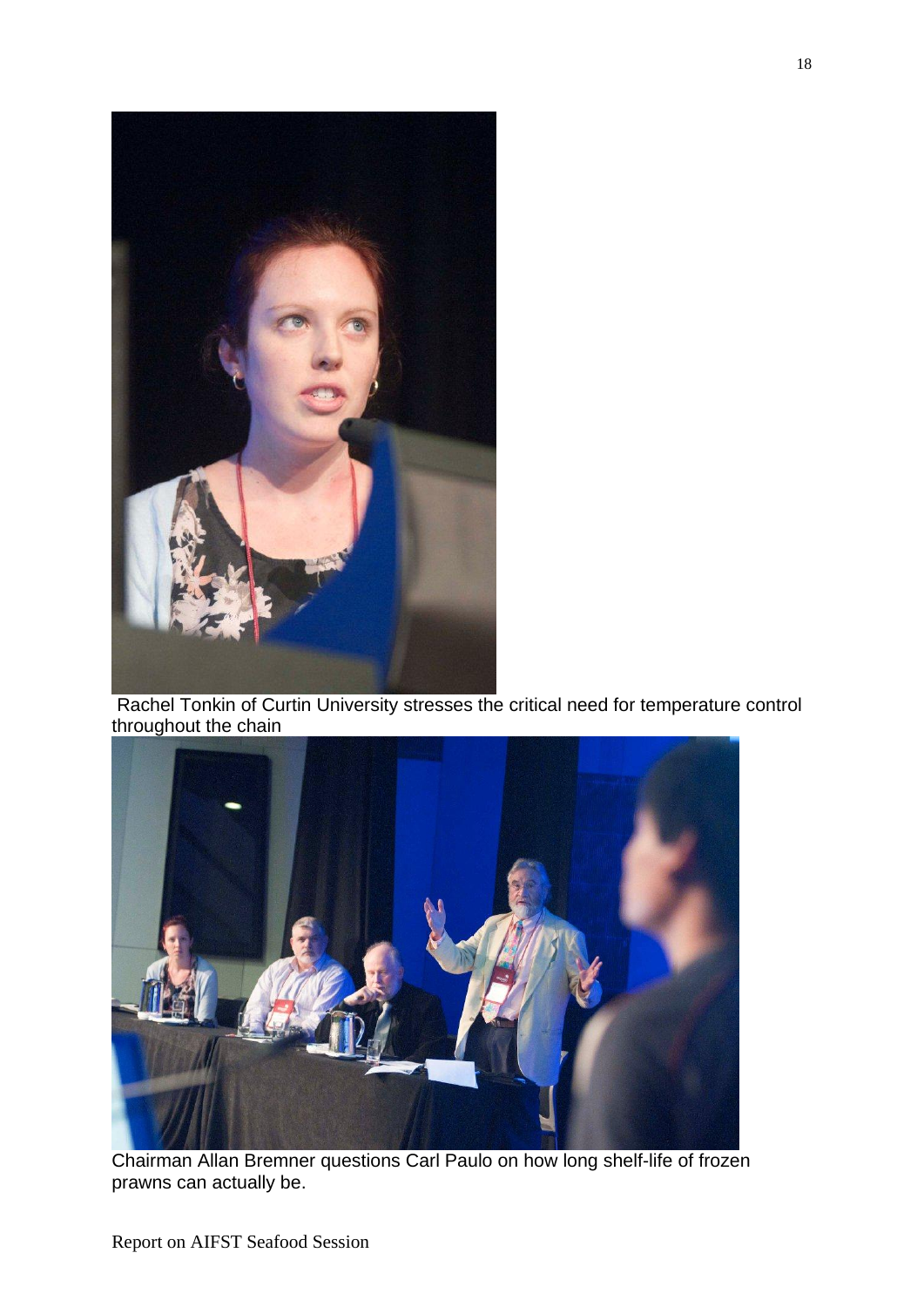Rachel Tonkin of Curtin University stresses the critical need for temperature control throughout the chain

Chairman Allan Bremner questions Carl Paulo on how long shelf-life of frozen prawns can actually be.